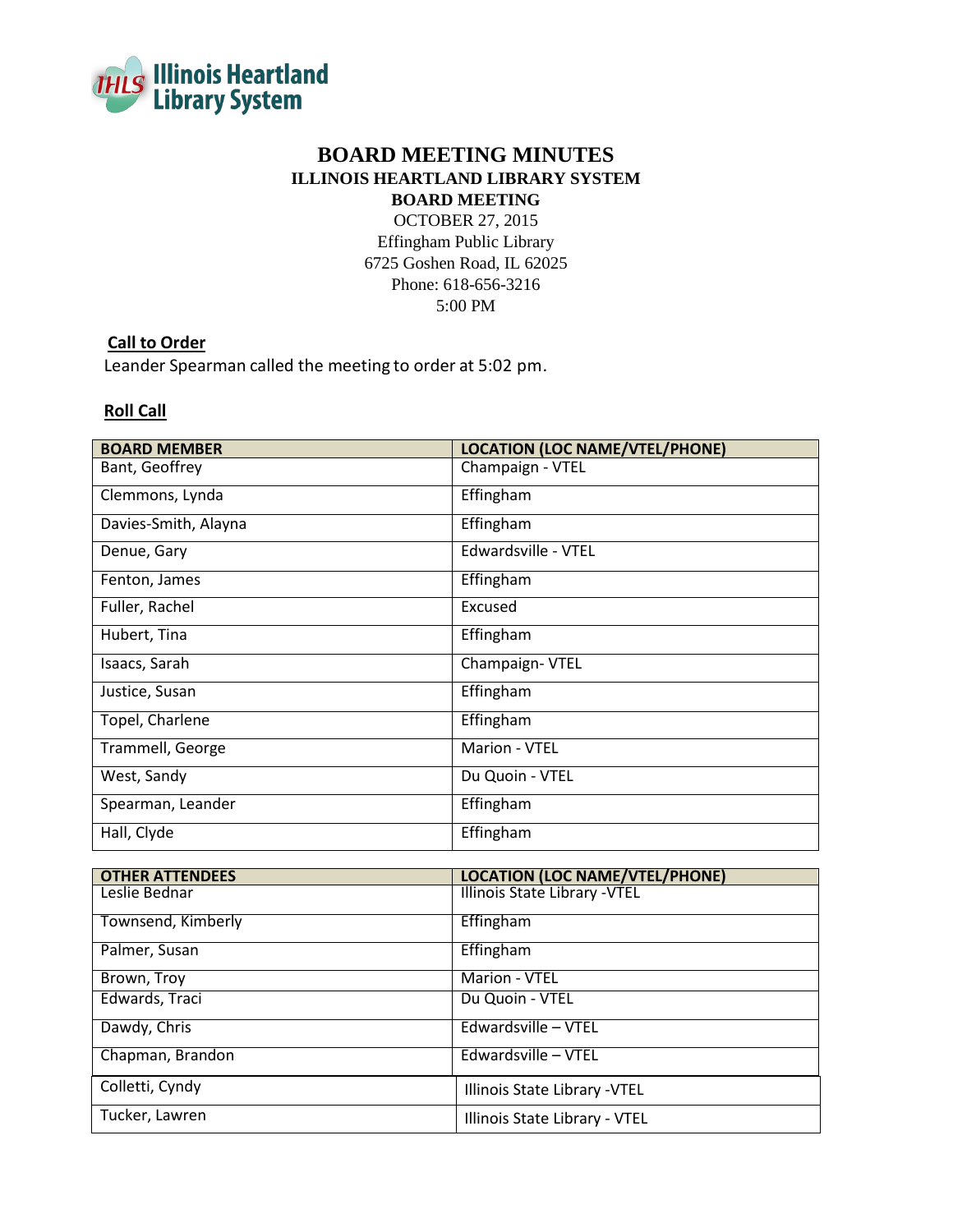**Illinois Heartland Library System**

# BOARD MEETING MINUTES

## ILLINOIS HEARTLAND LIBRARY SYSTEM

### BOARD MEETING

OCTOBER 27, 2015
Effingham Public Library
6725 Goshen Road, IL 62025
Phone: 618-656-3216
5:00 PM

**Call to Order**

Leander Spearman called the meeting to order at 5:02 pm.

**Roll Call**

| BOARD MEMBER | LOCATION (LOC NAME/VTEL/PHONE) |
|---|---|
| Bant, Geoffrey | Champaign - VTEL |
| Clemmons, Lynda | Effingham |
| Davies-Smith, Alayna | Effingham |
| Denue, Gary | Edwardsville - VTEL |
| Fenton, James | Effingham |
| Fuller, Rachel | Excused |
| Hubert, Tina | Effingham |
| Isaacs, Sarah | Champaign- VTEL |
| Justice, Susan | Effingham |
| Topel, Charlene | Effingham |
| Trammell, George | Marion - VTEL |
| West, Sandy | Du Quoin - VTEL |
| Spearman, Leander | Effingham |
| Hall, Clyde | Effingham |

| OTHER ATTENDEES | LOCATION (LOC NAME/VTEL/PHONE) |
|---|---|
| Leslie Bednar | Illinois State Library -VTEL |
| Townsend, Kimberly | Effingham |
| Palmer, Susan | Effingham |
| Brown, Troy | Marion - VTEL |
| Edwards, Traci | Du Quoin - VTEL |
| Dawdy, Chris | Edwardsville – VTEL |
| Chapman, Brandon | Edwardsville – VTEL |
| Colletti, Cyndy | Illinois State Library -VTEL |
| Tucker, Lawren | Illinois State Library - VTEL |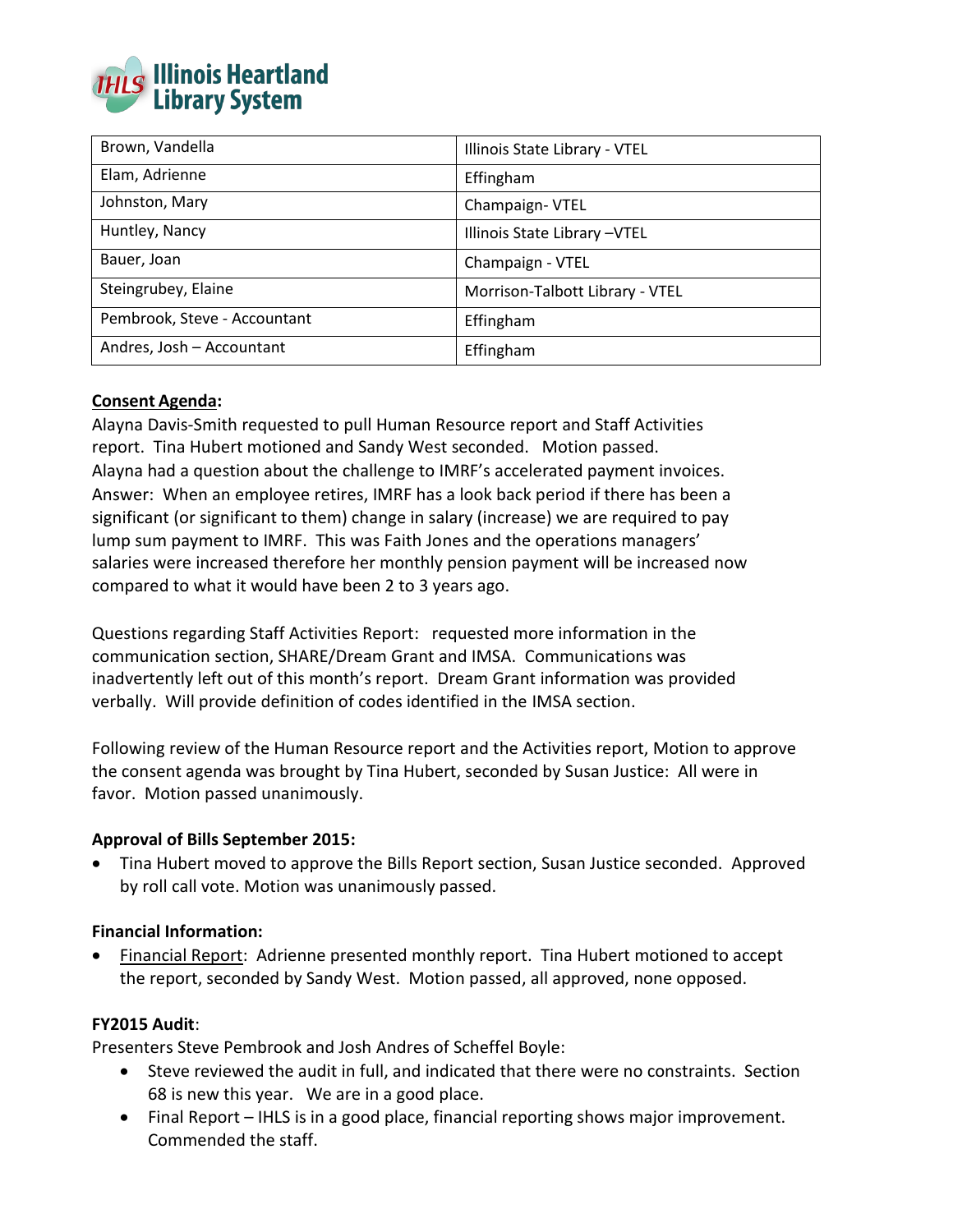| Brown, Vandella | Illinois State Library - VTEL |
| --- | --- |
| Elam, Adrienne | Effingham |
| Johnston, Mary | Champaign- VTEL |
| Huntley, Nancy | Illinois State Library –VTEL |
| Bauer, Joan | Champaign - VTEL |
| Steingrubey, Elaine | Morrison-Talbott Library - VTEL |
| Pembrook, Steve - Accountant | Effingham |
| Andres, Josh – Accountant | Effingham |

**Consent Agenda:**

Alayna Davis-Smith requested to pull Human Resource report and Staff Activities report. Tina Hubert motioned and Sandy West seconded. Motion passed. Alayna had a question about the challenge to IMRF's accelerated payment invoices. Answer: When an employee retires, IMRF has a look back period if there has been a significant (or significant to them) change in salary (increase) we are required to pay lump sum payment to IMRF. This was Faith Jones and the operations managers' salaries were increased therefore her monthly pension payment will be increased now compared to what it would have been 2 to 3 years ago.

Questions regarding Staff Activities Report: requested more information in the communication section, SHARE/Dream Grant and IMSA. Communications was inadvertently left out of this month's report. Dream Grant information was provided verbally. Will provide definition of codes identified in the IMSA section.

Following review of the Human Resource report and the Activities report, Motion to approve the consent agenda was brought by Tina Hubert, seconded by Susan Justice: All were in favor. Motion passed unanimously.

**Approval of Bills September 2015:**

- Tina Hubert moved to approve the Bills Report section, Susan Justice seconded. Approved by roll call vote. Motion was unanimously passed.

**Financial Information:**

- Financial Report: Adrienne presented monthly report. Tina Hubert motioned to accept the report, seconded by Sandy West. Motion passed, all approved, none opposed.

**FY2015 Audit**:

Presenters Steve Pembrook and Josh Andres of Scheffel Boyle:

- Steve reviewed the audit in full, and indicated that there were no constraints. Section 68 is new this year. We are in a good place.
- Final Report – IHLS is in a good place, financial reporting shows major improvement. Commended the staff.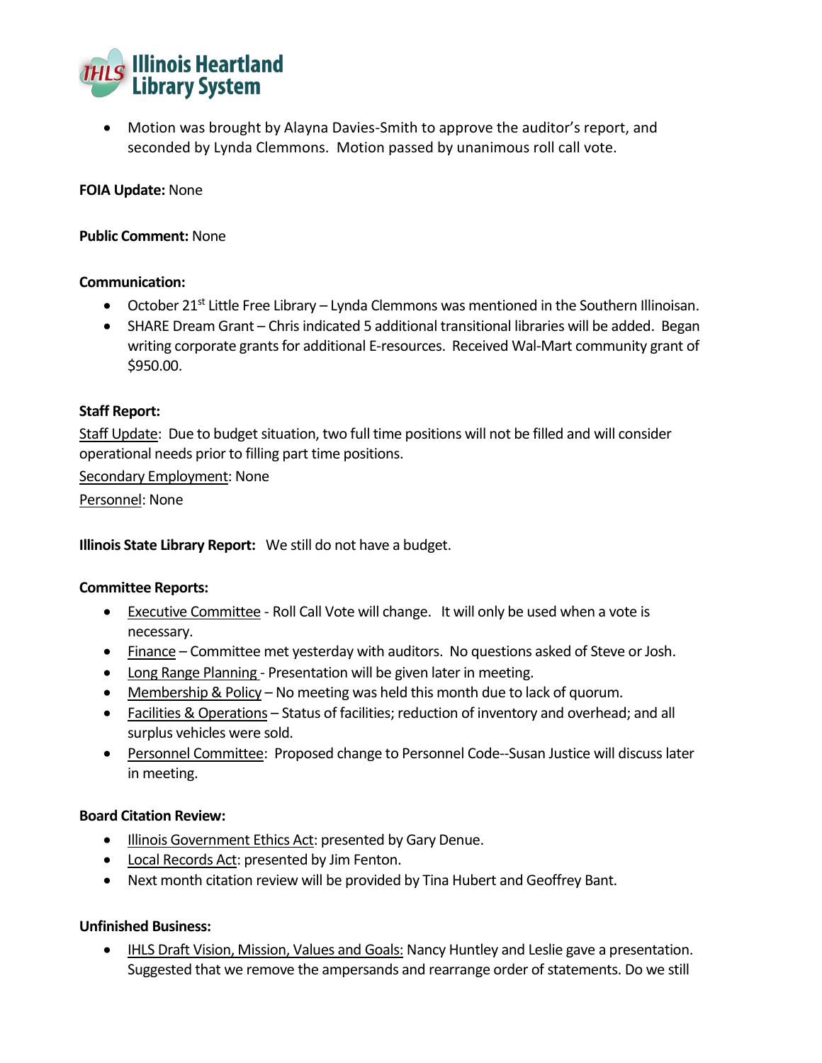- Motion was brought by Alayna Davies-Smith to approve the auditor's report, and seconded by Lynda Clemmons. Motion passed by unanimous roll call vote.

**FOIA Update:** None

**Public Comment:** None

**Communication:**

- October 21st Little Free Library – Lynda Clemmons was mentioned in the Southern Illinoisan.
- SHARE Dream Grant – Chris indicated 5 additional transitional libraries will be added. Began writing corporate grants for additional E-resources. Received Wal-Mart community grant of $950.00.

**Staff Report:**

Staff Update: Due to budget situation, two full time positions will not be filled and will consider operational needs prior to filling part time positions.

Secondary Employment: None

Personnel: None

**Illinois State Library Report:** We still do not have a budget.

**Committee Reports:**

- Executive Committee - Roll Call Vote will change. It will only be used when a vote is necessary.
- Finance – Committee met yesterday with auditors. No questions asked of Steve or Josh.
- Long Range Planning - Presentation will be given later in meeting.
- Membership & Policy – No meeting was held this month due to lack of quorum.
- Facilities & Operations – Status of facilities; reduction of inventory and overhead; and all surplus vehicles were sold.
- Personnel Committee: Proposed change to Personnel Code--Susan Justice will discuss later in meeting.

**Board Citation Review:**

- Illinois Government Ethics Act: presented by Gary Denue.
- Local Records Act: presented by Jim Fenton.
- Next month citation review will be provided by Tina Hubert and Geoffrey Bant.

**Unfinished Business:**

- IHLS Draft Vision, Mission, Values and Goals: Nancy Huntley and Leslie gave a presentation. Suggested that we remove the ampersands and rearrange order of statements. Do we still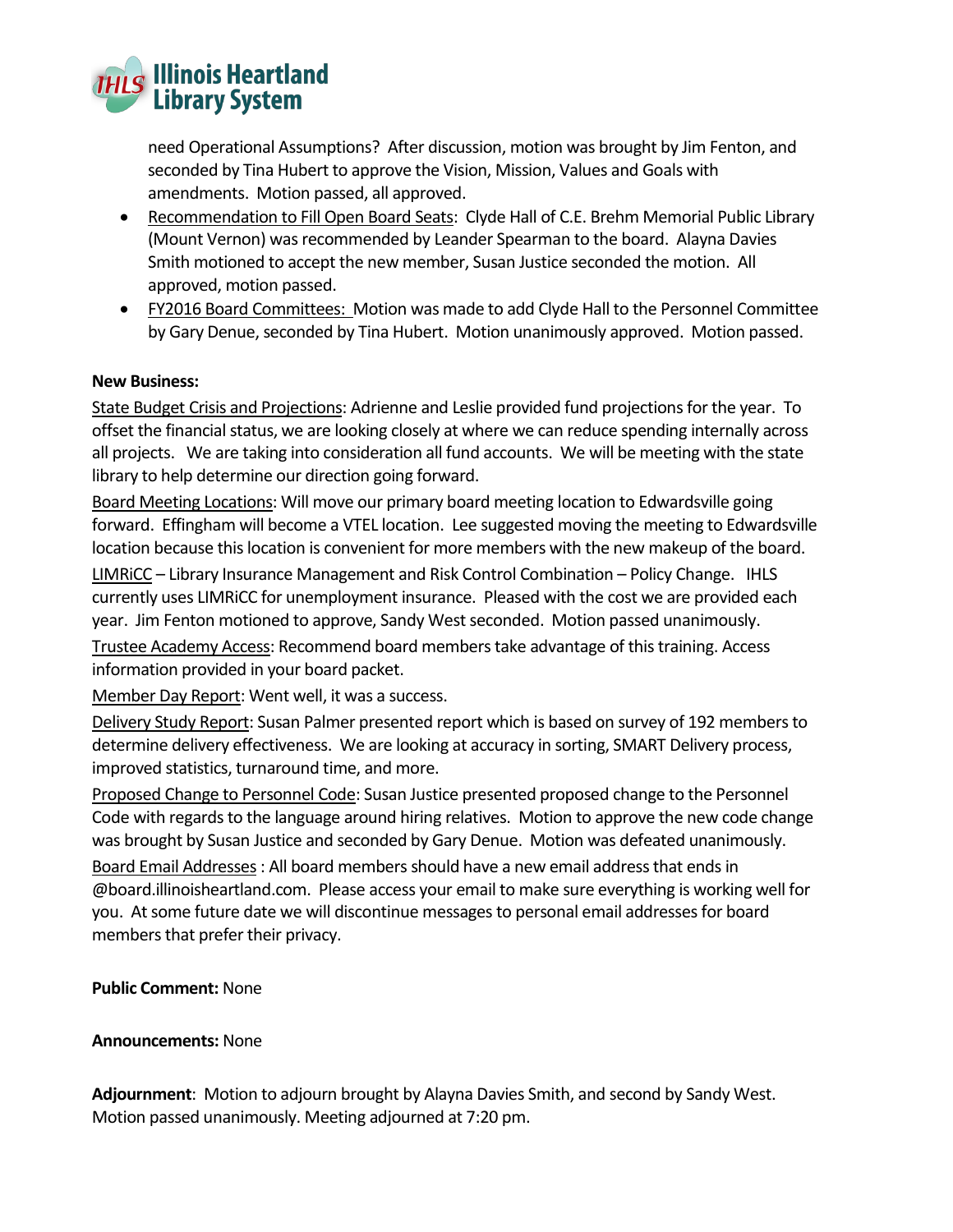need Operational Assumptions? After discussion, motion was brought by Jim Fenton, and seconded by Tina Hubert to approve the Vision, Mission, Values and Goals with amendments. Motion passed, all approved.

- Recommendation to Fill Open Board Seats: Clyde Hall of C.E. Brehm Memorial Public Library (Mount Vernon) was recommended by Leander Spearman to the board. Alayna Davies Smith motioned to accept the new member, Susan Justice seconded the motion. All approved, motion passed.
- FY2016 Board Committees: Motion was made to add Clyde Hall to the Personnel Committee by Gary Denue, seconded by Tina Hubert. Motion unanimously approved. Motion passed.

**New Business:**

State Budget Crisis and Projections: Adrienne and Leslie provided fund projections for the year. To offset the financial status, we are looking closely at where we can reduce spending internally across all projects. We are taking into consideration all fund accounts. We will be meeting with the state library to help determine our direction going forward.

Board Meeting Locations: Will move our primary board meeting location to Edwardsville going forward. Effingham will become a VTEL location. Lee suggested moving the meeting to Edwardsville location because this location is convenient for more members with the new makeup of the board.

LIMRiCC – Library Insurance Management and Risk Control Combination – Policy Change. IHLS currently uses LIMRiCC for unemployment insurance. Pleased with the cost we are provided each year. Jim Fenton motioned to approve, Sandy West seconded. Motion passed unanimously.

Trustee Academy Access: Recommend board members take advantage of this training. Access information provided in your board packet.

Member Day Report: Went well, it was a success.

Delivery Study Report: Susan Palmer presented report which is based on survey of 192 members to determine delivery effectiveness. We are looking at accuracy in sorting, SMART Delivery process, improved statistics, turnaround time, and more.

Proposed Change to Personnel Code: Susan Justice presented proposed change to the Personnel Code with regards to the language around hiring relatives. Motion to approve the new code change was brought by Susan Justice and seconded by Gary Denue. Motion was defeated unanimously.

Board Email Addresses : All board members should have a new email address that ends in @board.illinoisheartland.com. Please access your email to make sure everything is working well for you. At some future date we will discontinue messages to personal email addresses for board members that prefer their privacy.

**Public Comment:** None

**Announcements:** None

**Adjournment**: Motion to adjourn brought by Alayna Davies Smith, and second by Sandy West. Motion passed unanimously. Meeting adjourned at 7:20 pm.